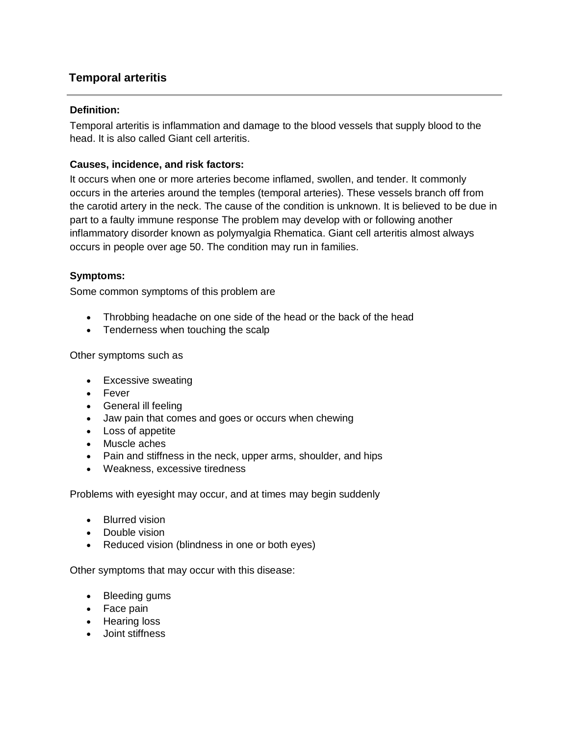## Temporal arteritis

---

**Definition:**

Temporal arteritis is inflammation and damage to the blood vessels that supply blood to the head. It is also called Giant cell arteritis.

**Causes, incidence, and risk factors:**

It occurs when one or more arteries become inflamed, swollen, and tender. It commonly occurs in the arteries around the temples (temporal arteries). These vessels branch off from the carotid artery in the neck. The cause of the condition is unknown. It is believed to be due in part to a faulty immune response The problem may develop with or following another inflammatory disorder known as polymyalgia Rhematica. Giant cell arteritis almost always occurs in people over age 50. The condition may run in families.

**Symptoms:**

Some common symptoms of this problem are

- Throbbing headache on one side of the head or the back of the head
- Tenderness when touching the scalp

Other symptoms such as

- Excessive sweating
- Fever
- General ill feeling
- Jaw pain that comes and goes or occurs when chewing
- Loss of appetite
- Muscle aches
- Pain and stiffness in the neck, upper arms, shoulder, and hips
- Weakness, excessive tiredness

Problems with eyesight may occur, and at times may begin suddenly

- Blurred vision
- Double vision
- Reduced vision (blindness in one or both eyes)

Other symptoms that may occur with this disease:

- Bleeding gums
- Face pain
- Hearing loss
- Joint stiffness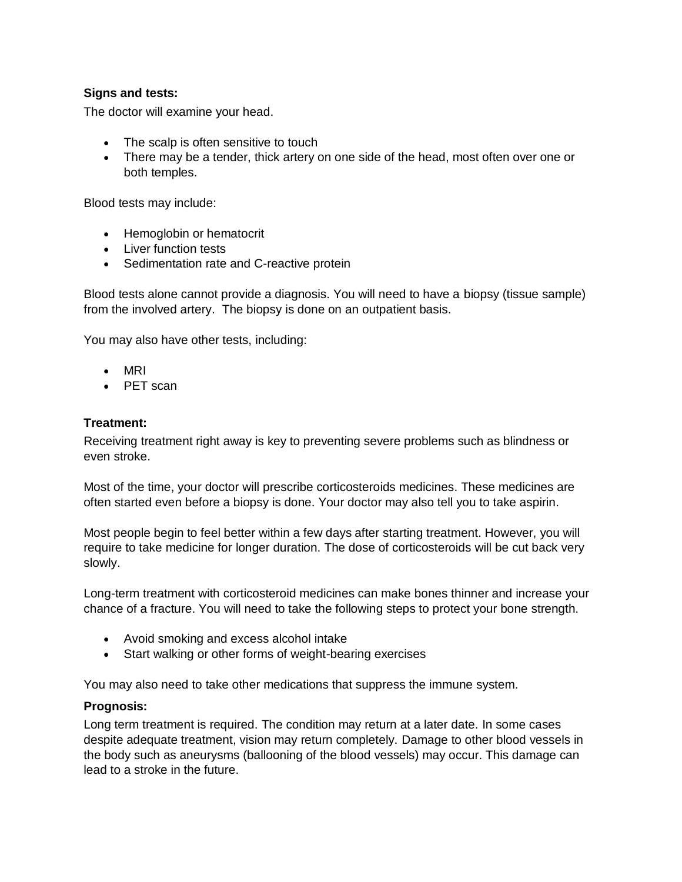**Signs and tests:**

The doctor will examine your head.

- The scalp is often sensitive to touch
- There may be a tender, thick artery on one side of the head, most often over one or both temples.

Blood tests may include:

- Hemoglobin or hematocrit
- Liver function tests
- Sedimentation rate and C-reactive protein

Blood tests alone cannot provide a diagnosis. You will need to have a biopsy (tissue sample) from the involved artery. The biopsy is done on an outpatient basis.

You may also have other tests, including:

- MRI
- PET scan

**Treatment:**

Receiving treatment right away is key to preventing severe problems such as blindness or even stroke.

Most of the time, your doctor will prescribe corticosteroids medicines. These medicines are often started even before a biopsy is done. Your doctor may also tell you to take aspirin.

Most people begin to feel better within a few days after starting treatment. However, you will require to take medicine for longer duration. The dose of corticosteroids will be cut back very slowly.

Long-term treatment with corticosteroid medicines can make bones thinner and increase your chance of a fracture. You will need to take the following steps to protect your bone strength.

- Avoid smoking and excess alcohol intake
- Start walking or other forms of weight-bearing exercises

You may also need to take other medications that suppress the immune system.

**Prognosis:**

Long term treatment is required. The condition may return at a later date. In some cases despite adequate treatment, vision may return completely. Damage to other blood vessels in the body such as aneurysms (ballooning of the blood vessels) may occur. This damage can lead to a stroke in the future.